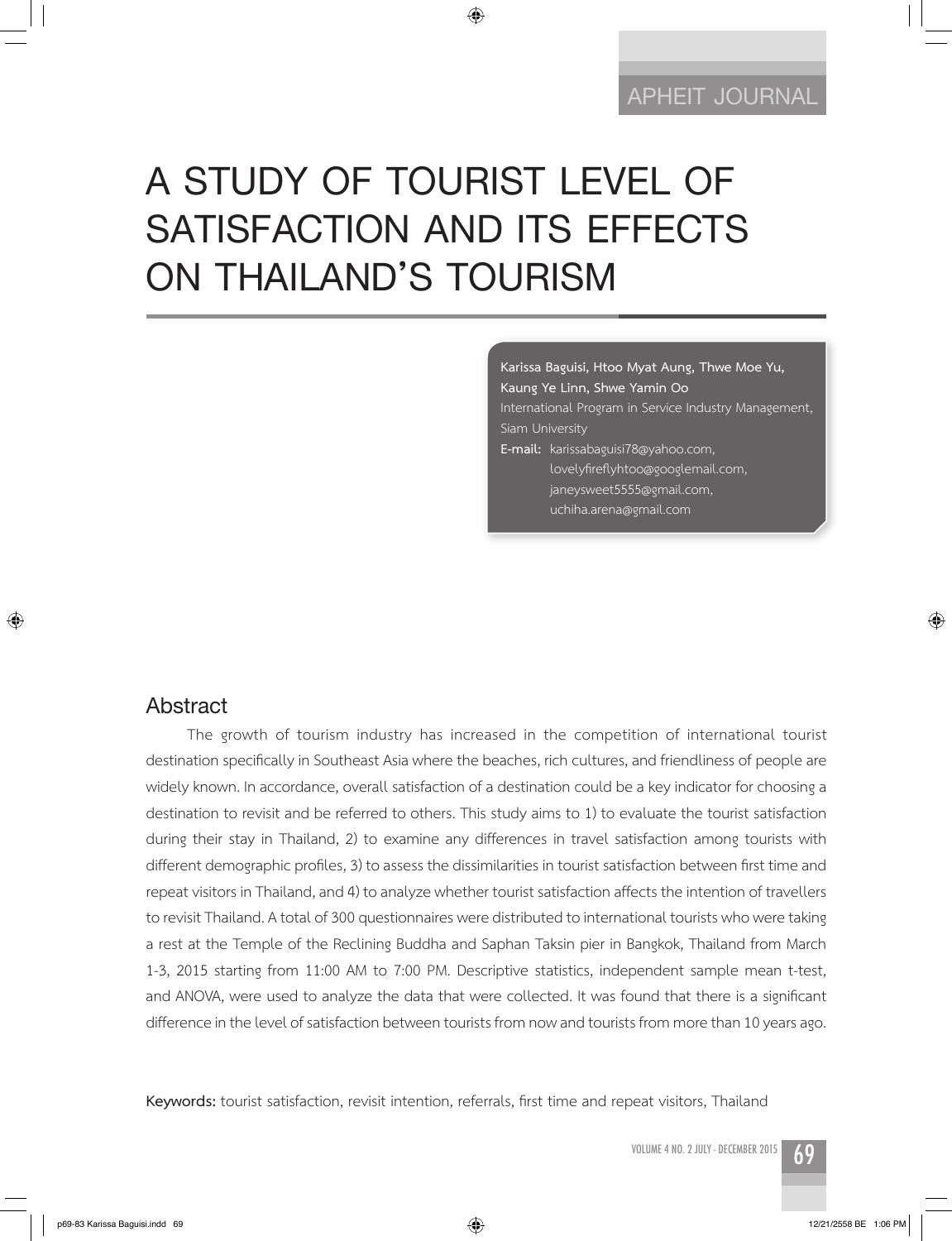# A STUDY OF TOURIST LEVEL OF SATISFACTION AND ITS EFFECTS ON THAILAND'S TOURISM

**Karissa Baguisi, Htoo Myat Aung, Thwe Moe Yu, Kaung Ye Linn, Shwe Yamin Oo**
International Program in Service Industry Management, Siam University
**E-mail:** karissabaguisi78@yahoo.com, lovelyfireflyhtoo@googlemail.com, janeysweet5555@gmail.com, uchiha.arena@gmail.com

## Abstract

The growth of tourism industry has increased in the competition of international tourist destination specifically in Southeast Asia where the beaches, rich cultures, and friendliness of people are widely known. In accordance, overall satisfaction of a destination could be a key indicator for choosing a destination to revisit and be referred to others. This study aims to 1) to evaluate the tourist satisfaction during their stay in Thailand, 2) to examine any differences in travel satisfaction among tourists with different demographic profiles, 3) to assess the dissimilarities in tourist satisfaction between first time and repeat visitors in Thailand, and 4) to analyze whether tourist satisfaction affects the intention of travellers to revisit Thailand. A total of 300 questionnaires were distributed to international tourists who were taking a rest at the Temple of the Reclining Buddha and Saphan Taksin pier in Bangkok, Thailand from March 1-3, 2015 starting from 11:00 AM to 7:00 PM. Descriptive statistics, independent sample mean t-test, and ANOVA, were used to analyze the data that were collected. It was found that there is a significant difference in the level of satisfaction between tourists from now and tourists from more than 10 years ago.

**Keywords:** tourist satisfaction, revisit intention, referrals, first time and repeat visitors, Thailand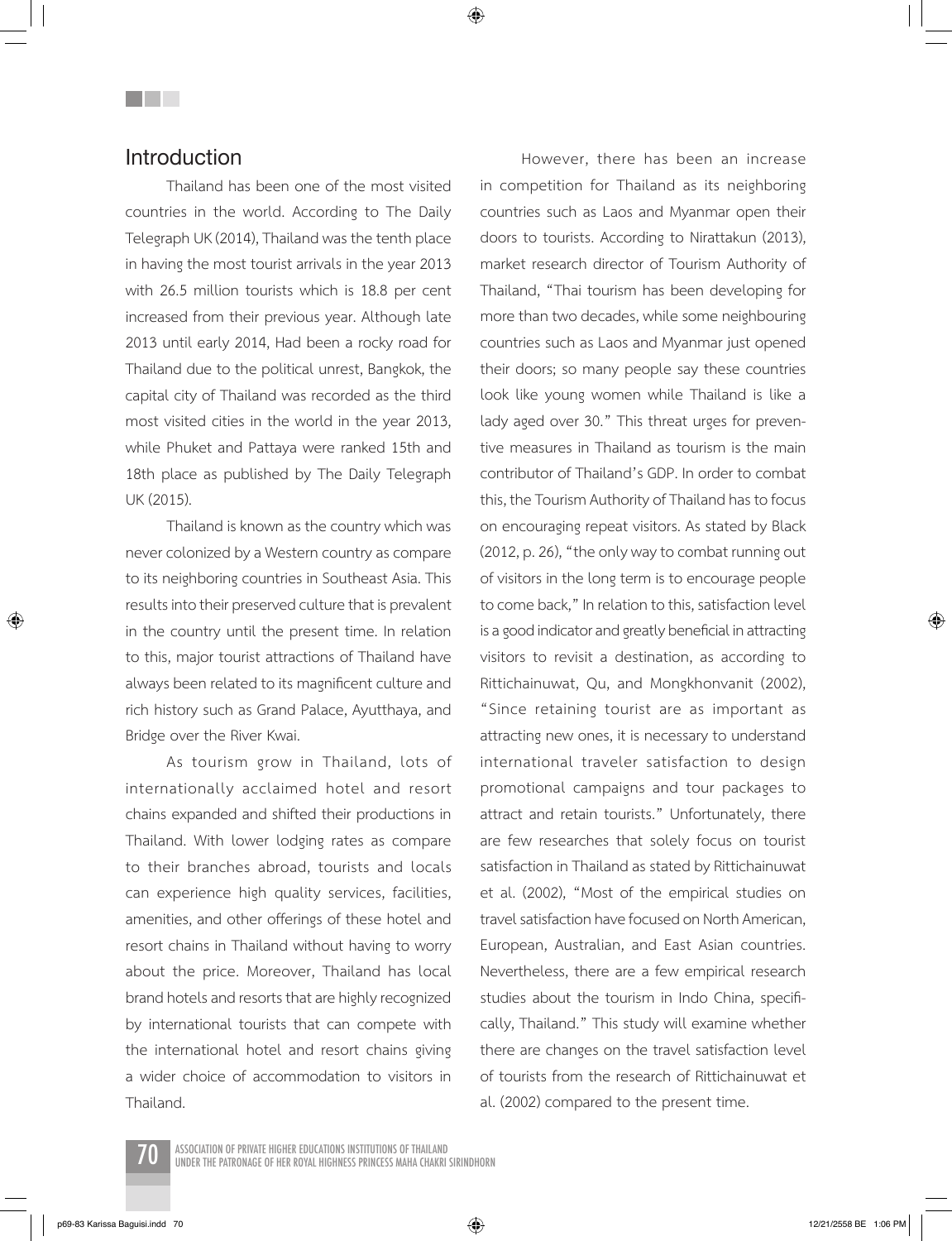## Introduction

Thailand has been one of the most visited countries in the world. According to The Daily Telegraph UK (2014), Thailand was the tenth place in having the most tourist arrivals in the year 2013 with 26.5 million tourists which is 18.8 per cent increased from their previous year. Although late 2013 until early 2014, Had been a rocky road for Thailand due to the political unrest, Bangkok, the capital city of Thailand was recorded as the third most visited cities in the world in the year 2013, while Phuket and Pattaya were ranked 15th and 18th place as published by The Daily Telegraph UK (2015).

Thailand is known as the country which was never colonized by a Western country as compare to its neighboring countries in Southeast Asia. This results into their preserved culture that is prevalent in the country until the present time. In relation to this, major tourist attractions of Thailand have always been related to its magnificent culture and rich history such as Grand Palace, Ayutthaya, and Bridge over the River Kwai.

As tourism grow in Thailand, lots of internationally acclaimed hotel and resort chains expanded and shifted their productions in Thailand. With lower lodging rates as compare to their branches abroad, tourists and locals can experience high quality services, facilities, amenities, and other offerings of these hotel and resort chains in Thailand without having to worry about the price. Moreover, Thailand has local brand hotels and resorts that are highly recognized by international tourists that can compete with the international hotel and resort chains giving a wider choice of accommodation to visitors in Thailand.

However, there has been an increase in competition for Thailand as its neighboring countries such as Laos and Myanmar open their doors to tourists. According to Nirattakun (2013), market research director of Tourism Authority of Thailand, "Thai tourism has been developing for more than two decades, while some neighbouring countries such as Laos and Myanmar just opened their doors; so many people say these countries look like young women while Thailand is like a lady aged over 30." This threat urges for preventive measures in Thailand as tourism is the main contributor of Thailand's GDP. In order to combat this, the Tourism Authority of Thailand has to focus on encouraging repeat visitors. As stated by Black (2012, p. 26), "the only way to combat running out of visitors in the long term is to encourage people to come back," In relation to this, satisfaction level is a good indicator and greatly beneficial in attracting visitors to revisit a destination, as according to Rittichainuwat, Qu, and Mongkhonvanit (2002), "Since retaining tourist are as important as attracting new ones, it is necessary to understand international traveler satisfaction to design promotional campaigns and tour packages to attract and retain tourists." Unfortunately, there are few researches that solely focus on tourist satisfaction in Thailand as stated by Rittichainuwat et al. (2002), "Most of the empirical studies on travel satisfaction have focused on North American, European, Australian, and East Asian countries. Nevertheless, there are a few empirical research studies about the tourism in Indo China, specifically, Thailand." This study will examine whether there are changes on the travel satisfaction level of tourists from the research of Rittichainuwat et al. (2002) compared to the present time.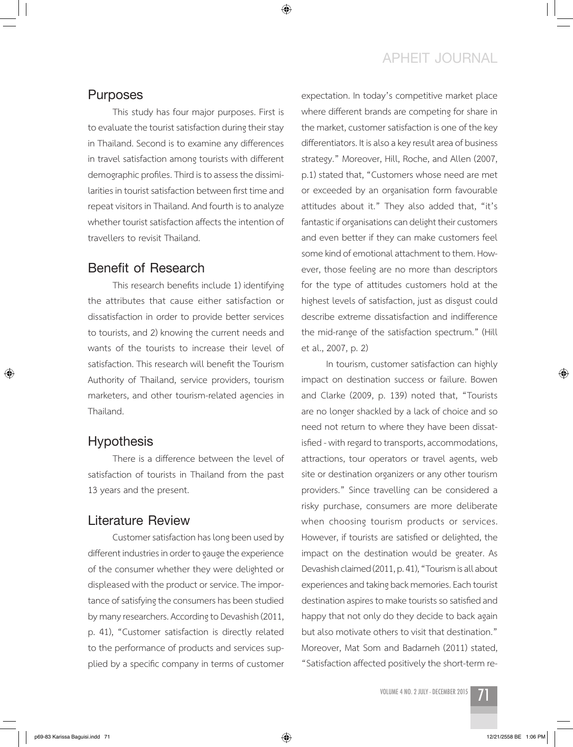## Purposes

This study has four major purposes. First is to evaluate the tourist satisfaction during their stay in Thailand. Second is to examine any differences in travel satisfaction among tourists with different demographic profiles. Third is to assess the dissimilarities in tourist satisfaction between first time and repeat visitors in Thailand. And fourth is to analyze whether tourist satisfaction affects the intention of travellers to revisit Thailand.

## Benefit of Research

This research benefits include 1) identifying the attributes that cause either satisfaction or dissatisfaction in order to provide better services to tourists, and 2) knowing the current needs and wants of the tourists to increase their level of satisfaction. This research will benefit the Tourism Authority of Thailand, service providers, tourism marketers, and other tourism-related agencies in Thailand.

## Hypothesis

There is a difference between the level of satisfaction of tourists in Thailand from the past 13 years and the present.

## Literature Review

Customer satisfaction has long been used by different industries in order to gauge the experience of the consumer whether they were delighted or displeased with the product or service. The importance of satisfying the consumers has been studied by many researchers. According to Devashish (2011, p. 41), "Customer satisfaction is directly related to the performance of products and services supplied by a specific company in terms of customer expectation. In today's competitive market place where different brands are competing for share in the market, customer satisfaction is one of the key differentiators. It is also a key result area of business strategy." Moreover, Hill, Roche, and Allen (2007, p.1) stated that, "Customers whose need are met or exceeded by an organisation form favourable attitudes about it." They also added that, "it's fantastic if organisations can delight their customers and even better if they can make customers feel some kind of emotional attachment to them. However, those feeling are no more than descriptors for the type of attitudes customers hold at the highest levels of satisfaction, just as disgust could describe extreme dissatisfaction and indifference the mid-range of the satisfaction spectrum." (Hill et al., 2007, p. 2)

In tourism, customer satisfaction can highly impact on destination success or failure. Bowen and Clarke (2009, p. 139) noted that, "Tourists are no longer shackled by a lack of choice and so need not return to where they have been dissatisfied - with regard to transports, accommodations, attractions, tour operators or travel agents, web site or destination organizers or any other tourism providers." Since travelling can be considered a risky purchase, consumers are more deliberate when choosing tourism products or services. However, if tourists are satisfied or delighted, the impact on the destination would be greater. As Devashish claimed (2011, p. 41), "Tourism is all about experiences and taking back memories. Each tourist destination aspires to make tourists so satisfied and happy that not only do they decide to back again but also motivate others to visit that destination." Moreover, Mat Som and Badarneh (2011) stated, "Satisfaction affected positively the short-term re-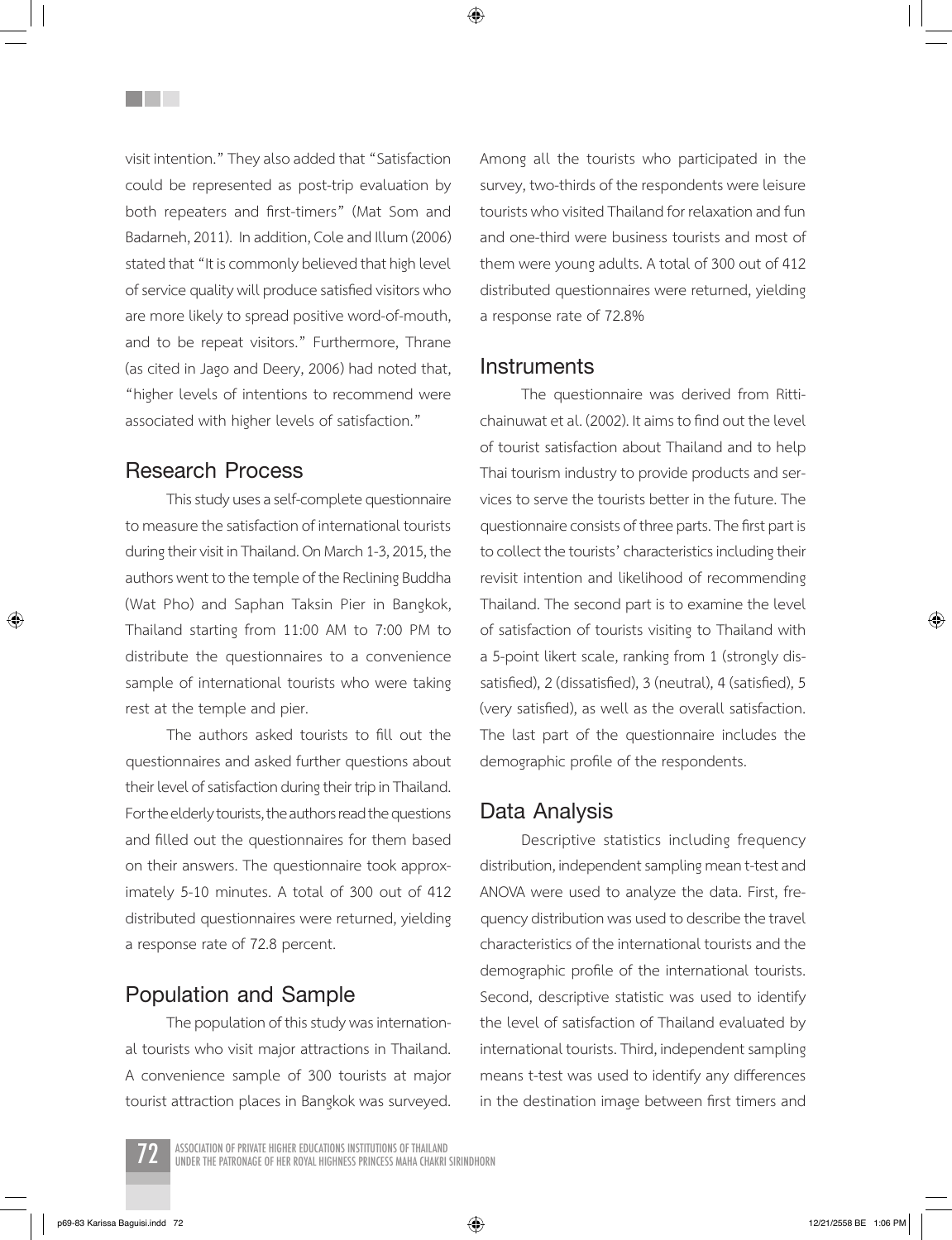visit intention." They also added that "Satisfaction could be represented as post-trip evaluation by both repeaters and first-timers" (Mat Som and Badarneh, 2011). In addition, Cole and Illum (2006) stated that "It is commonly believed that high level of service quality will produce satisfied visitors who are more likely to spread positive word-of-mouth, and to be repeat visitors." Furthermore, Thrane (as cited in Jago and Deery, 2006) had noted that, "higher levels of intentions to recommend were associated with higher levels of satisfaction."

## Research Process

This study uses a self-complete questionnaire to measure the satisfaction of international tourists during their visit in Thailand. On March 1-3, 2015, the authors went to the temple of the Reclining Buddha (Wat Pho) and Saphan Taksin Pier in Bangkok, Thailand starting from 11:00 AM to 7:00 PM to distribute the questionnaires to a convenience sample of international tourists who were taking rest at the temple and pier.

The authors asked tourists to fill out the questionnaires and asked further questions about their level of satisfaction during their trip in Thailand. For the elderly tourists, the authors read the questions and filled out the questionnaires for them based on their answers. The questionnaire took approximately 5-10 minutes. A total of 300 out of 412 distributed questionnaires were returned, yielding a response rate of 72.8 percent.

## Population and Sample

The population of this study was international tourists who visit major attractions in Thailand. A convenience sample of 300 tourists at major tourist attraction places in Bangkok was surveyed. Among all the tourists who participated in the survey, two-thirds of the respondents were leisure tourists who visited Thailand for relaxation and fun and one-third were business tourists and most of them were young adults. A total of 300 out of 412 distributed questionnaires were returned, yielding a response rate of 72.8%

## Instruments

The questionnaire was derived from Rittichainuwat et al. (2002). It aims to find out the level of tourist satisfaction about Thailand and to help Thai tourism industry to provide products and services to serve the tourists better in the future. The questionnaire consists of three parts. The first part is to collect the tourists' characteristics including their revisit intention and likelihood of recommending Thailand. The second part is to examine the level of satisfaction of tourists visiting to Thailand with a 5-point likert scale, ranking from 1 (strongly dissatisfied), 2 (dissatisfied), 3 (neutral), 4 (satisfied), 5 (very satisfied), as well as the overall satisfaction. The last part of the questionnaire includes the demographic profile of the respondents.

## Data Analysis

Descriptive statistics including frequency distribution, independent sampling mean t-test and ANOVA were used to analyze the data. First, frequency distribution was used to describe the travel characteristics of the international tourists and the demographic profile of the international tourists. Second, descriptive statistic was used to identify the level of satisfaction of Thailand evaluated by international tourists. Third, independent sampling means t-test was used to identify any differences in the destination image between first timers and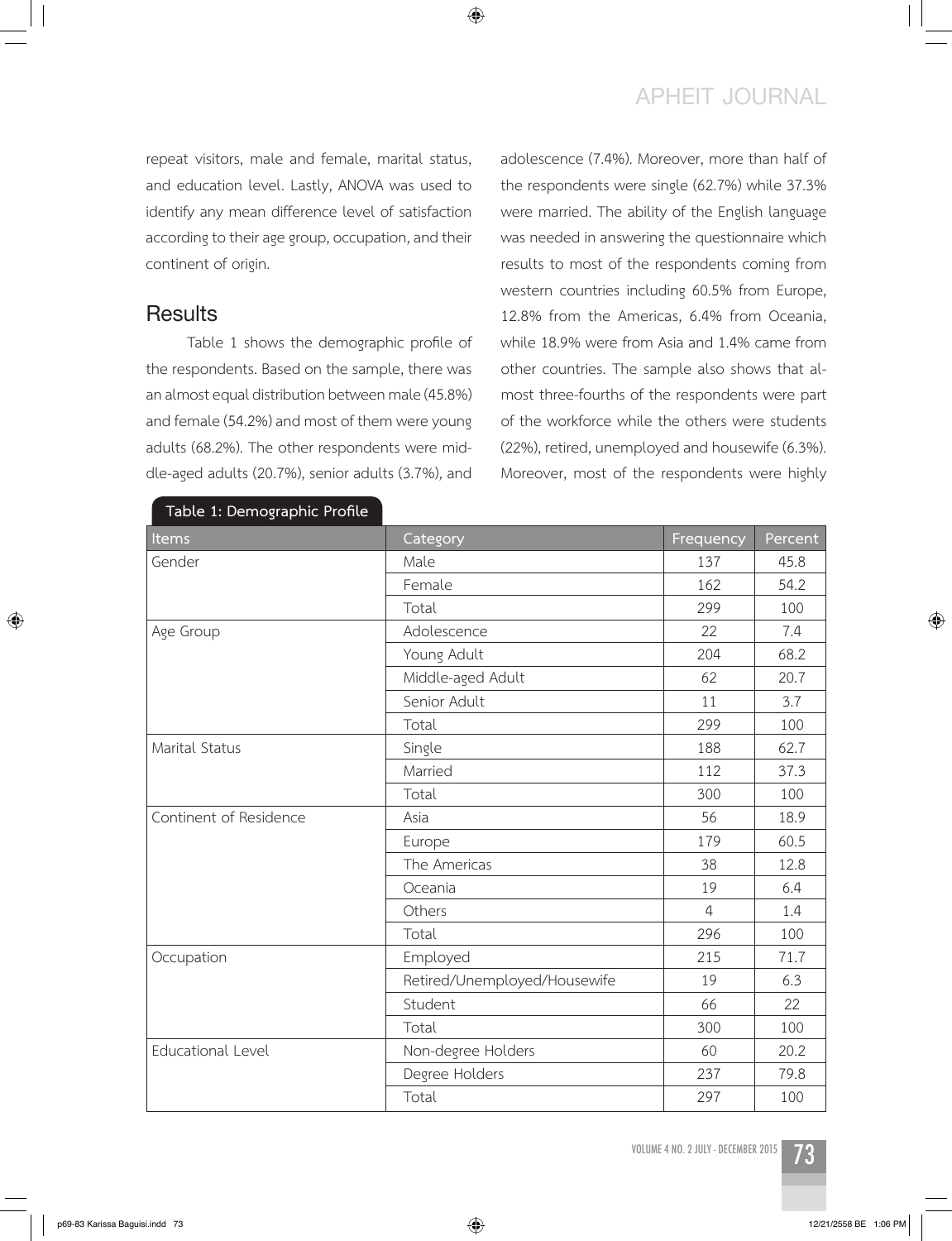repeat visitors, male and female, marital status, and education level. Lastly, ANOVA was used to identify any mean difference level of satisfaction according to their age group, occupation, and their continent of origin.

## Results

Table 1 shows the demographic profile of the respondents. Based on the sample, there was an almost equal distribution between male (45.8%) and female (54.2%) and most of them were young adults (68.2%). The other respondents were middle-aged adults (20.7%), senior adults (3.7%), and adolescence (7.4%). Moreover, more than half of the respondents were single (62.7%) while 37.3% were married. The ability of the English language was needed in answering the questionnaire which results to most of the respondents coming from western countries including 60.5% from Europe, 12.8% from the Americas, 6.4% from Oceania, while 18.9% were from Asia and 1.4% came from other countries. The sample also shows that almost three-fourths of the respondents were part of the workforce while the others were students (22%), retired, unemployed and housewife (6.3%). Moreover, most of the respondents were highly

**Table 1: Demographic Profile**

| Items | Category | Frequency | Percent |
|---|---|---|---|
| Gender | Male | 137 | 45.8 |
| | Female | 162 | 54.2 |
| | Total | 299 | 100 |
| Age Group | Adolescence | 22 | 7.4 |
| | Young Adult | 204 | 68.2 |
| | Middle-aged Adult | 62 | 20.7 |
| | Senior Adult | 11 | 3.7 |
| | Total | 299 | 100 |
| Marital Status | Single | 188 | 62.7 |
| | Married | 112 | 37.3 |
| | Total | 300 | 100 |
| Continent of Residence | Asia | 56 | 18.9 |
| | Europe | 179 | 60.5 |
| | The Americas | 38 | 12.8 |
| | Oceania | 19 | 6.4 |
| | Others | 4 | 1.4 |
| | Total | 296 | 100 |
| Occupation | Employed | 215 | 71.7 |
| | Retired/Unemployed/Housewife | 19 | 6.3 |
| | Student | 66 | 22 |
| | Total | 300 | 100 |
| Educational Level | Non-degree Holders | 60 | 20.2 |
| | Degree Holders | 237 | 79.8 |
| | Total | 297 | 100 |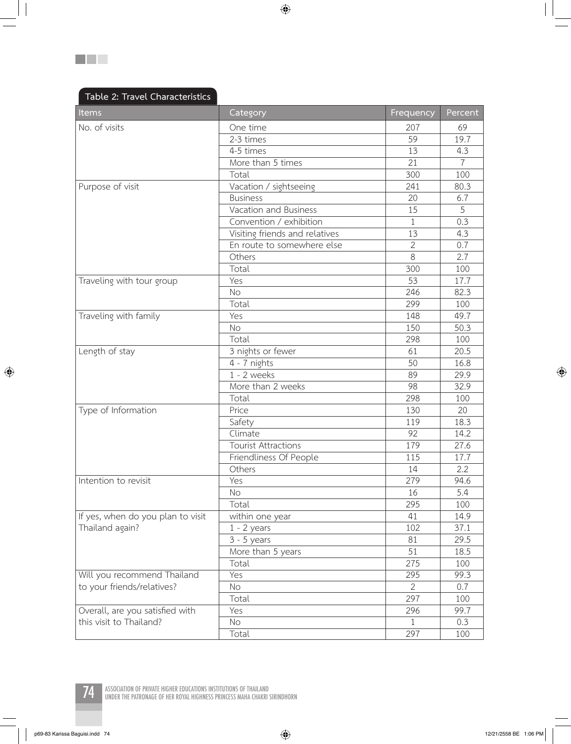Table 2: Travel Characteristics

| Items | Category | Frequency | Percent |
|---|---|---|---|
| No. of visits | One time | 207 | 69 |
| | 2-3 times | 59 | 19.7 |
| | 4-5 times | 13 | 4.3 |
| | More than 5 times | 21 | 7 |
| | Total | 300 | 100 |
| Purpose of visit | Vacation / sightseeing | 241 | 80.3 |
| | Business | 20 | 6.7 |
| | Vacation and Business | 15 | 5 |
| | Convention / exhibition | 1 | 0.3 |
| | Visiting friends and relatives | 13 | 4.3 |
| | En route to somewhere else | 2 | 0.7 |
| | Others | 8 | 2.7 |
| | Total | 300 | 100 |
| Traveling with tour group | Yes | 53 | 17.7 |
| | No | 246 | 82.3 |
| | Total | 299 | 100 |
| Traveling with family | Yes | 148 | 49.7 |
| | No | 150 | 50.3 |
| | Total | 298 | 100 |
| Length of stay | 3 nights or fewer | 61 | 20.5 |
| | 4 - 7 nights | 50 | 16.8 |
| | 1 - 2 weeks | 89 | 29.9 |
| | More than 2 weeks | 98 | 32.9 |
| | Total | 298 | 100 |
| Type of Information | Price | 130 | 20 |
| | Safety | 119 | 18.3 |
| | Climate | 92 | 14.2 |
| | Tourist Attractions | 179 | 27.6 |
| | Friendliness Of People | 115 | 17.7 |
| | Others | 14 | 2.2 |
| Intention to revisit | Yes | 279 | 94.6 |
| | No | 16 | 5.4 |
| | Total | 295 | 100 |
| If yes, when do you plan to visit Thailand again? | within one year | 41 | 14.9 |
| | 1 - 2 years | 102 | 37.1 |
| | 3 - 5 years | 81 | 29.5 |
| | More than 5 years | 51 | 18.5 |
| | Total | 275 | 100 |
| Will you recommend Thailand to your friends/relatives? | Yes | 295 | 99.3 |
| | No | 2 | 0.7 |
| | Total | 297 | 100 |
| Overall, are you satisfied with this visit to Thailand? | Yes | 296 | 99.7 |
| | No | 1 | 0.3 |
| | Total | 297 | 100 |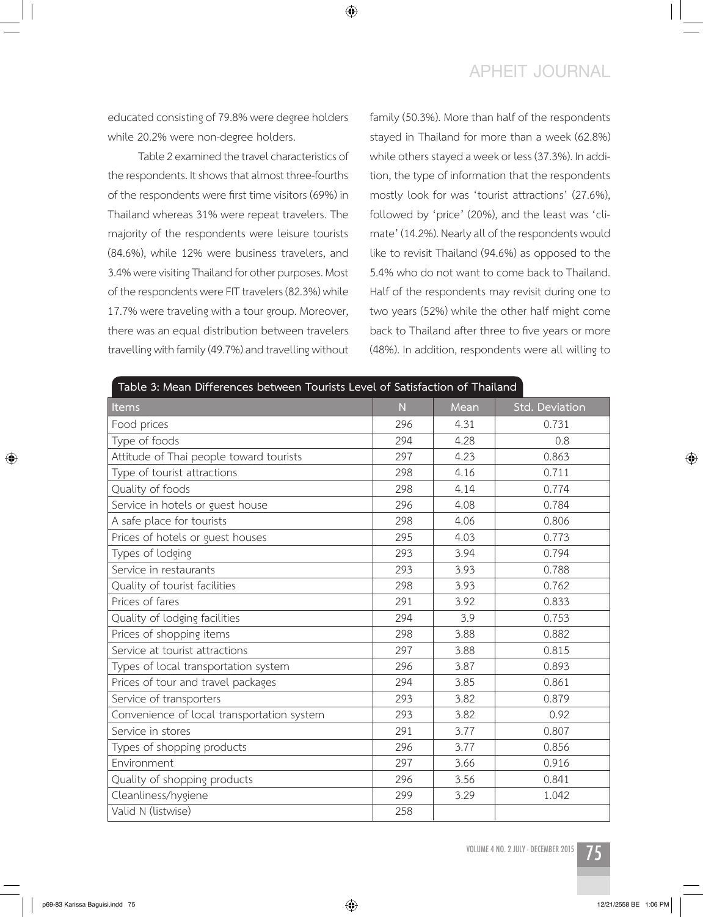educated consisting of 79.8% were degree holders while 20.2% were non-degree holders.

Table 2 examined the travel characteristics of the respondents. It shows that almost three-fourths of the respondents were first time visitors (69%) in Thailand whereas 31% were repeat travelers. The majority of the respondents were leisure tourists (84.6%), while 12% were business travelers, and 3.4% were visiting Thailand for other purposes. Most of the respondents were FIT travelers (82.3%) while 17.7% were traveling with a tour group. Moreover, there was an equal distribution between travelers travelling with family (49.7%) and travelling without family (50.3%). More than half of the respondents stayed in Thailand for more than a week (62.8%) while others stayed a week or less (37.3%). In addition, the type of information that the respondents mostly look for was 'tourist attractions' (27.6%), followed by 'price' (20%), and the least was 'climate' (14.2%). Nearly all of the respondents would like to revisit Thailand (94.6%) as opposed to the 5.4% who do not want to come back to Thailand. Half of the respondents may revisit during one to two years (52%) while the other half might come back to Thailand after three to five years or more (48%). In addition, respondents were all willing to

**Table 3: Mean Differences between Tourists Level of Satisfaction of Thailand**

| Items | N | Mean | Std. Deviation |
|---|---|---|---|
| Food prices | 296 | 4.31 | 0.731 |
| Type of foods | 294 | 4.28 | 0.8 |
| Attitude of Thai people toward tourists | 297 | 4.23 | 0.863 |
| Type of tourist attractions | 298 | 4.16 | 0.711 |
| Quality of foods | 298 | 4.14 | 0.774 |
| Service in hotels or guest house | 296 | 4.08 | 0.784 |
| A safe place for tourists | 298 | 4.06 | 0.806 |
| Prices of hotels or guest houses | 295 | 4.03 | 0.773 |
| Types of lodging | 293 | 3.94 | 0.794 |
| Service in restaurants | 293 | 3.93 | 0.788 |
| Quality of tourist facilities | 298 | 3.93 | 0.762 |
| Prices of fares | 291 | 3.92 | 0.833 |
| Quality of lodging facilities | 294 | 3.9 | 0.753 |
| Prices of shopping items | 298 | 3.88 | 0.882 |
| Service at tourist attractions | 297 | 3.88 | 0.815 |
| Types of local transportation system | 296 | 3.87 | 0.893 |
| Prices of tour and travel packages | 294 | 3.85 | 0.861 |
| Service of transporters | 293 | 3.82 | 0.879 |
| Convenience of local transportation system | 293 | 3.82 | 0.92 |
| Service in stores | 291 | 3.77 | 0.807 |
| Types of shopping products | 296 | 3.77 | 0.856 |
| Environment | 297 | 3.66 | 0.916 |
| Quality of shopping products | 296 | 3.56 | 0.841 |
| Cleanliness/hygiene | 299 | 3.29 | 1.042 |
| Valid N (listwise) | 258 | | |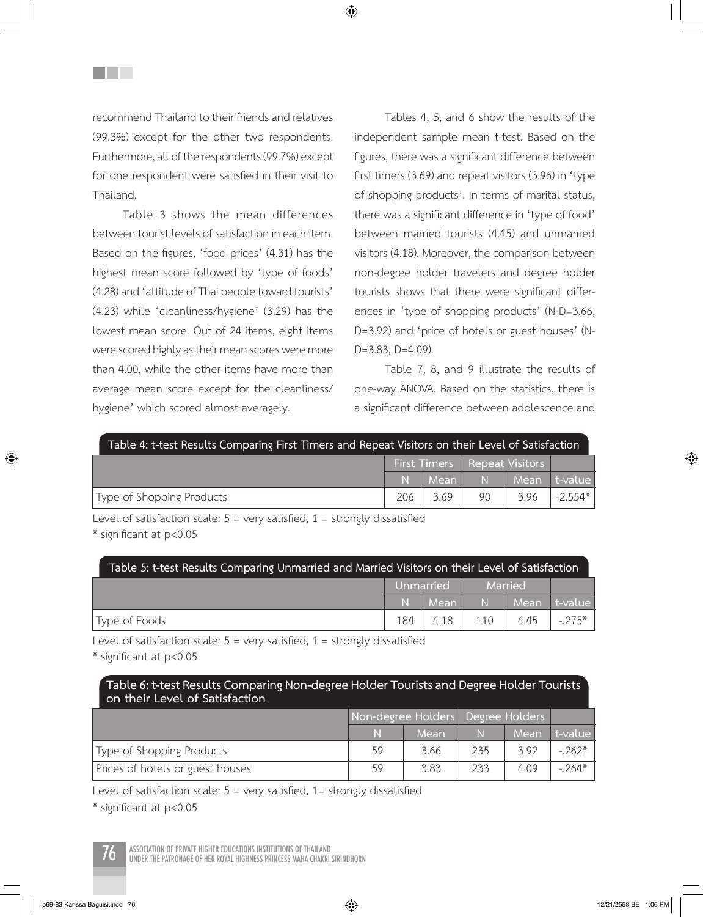recommend Thailand to their friends and relatives (99.3%) except for the other two respondents. Furthermore, all of the respondents (99.7%) except for one respondent were satisfied in their visit to Thailand.

Table 3 shows the mean differences between tourist levels of satisfaction in each item. Based on the figures, 'food prices' (4.31) has the highest mean score followed by 'type of foods' (4.28) and 'attitude of Thai people toward tourists' (4.23) while 'cleanliness/hygiene' (3.29) has the lowest mean score. Out of 24 items, eight items were scored highly as their mean scores were more than 4.00, while the other items have more than average mean score except for the cleanliness/ hygiene' which scored almost averagely.

Tables 4, 5, and 6 show the results of the independent sample mean t-test. Based on the figures, there was a significant difference between first timers (3.69) and repeat visitors (3.96) in 'type of shopping products'. In terms of marital status, there was a significant difference in 'type of food' between married tourists (4.45) and unmarried visitors (4.18). Moreover, the comparison between non-degree holder travelers and degree holder tourists shows that there were significant differences in 'type of shopping products' (N-D=3.66, D=3.92) and 'price of hotels or guest houses' (N-D=3.83, D=4.09).

Table 7, 8, and 9 illustrate the results of one-way ANOVA. Based on the statistics, there is a significant difference between adolescence and

**Table 4: t-test Results Comparing First Timers and Repeat Visitors on their Level of Satisfaction**

| | First Timers | | Repeat Visitors | | |
|---|---|---|---|---|---|
| | N | Mean | N | Mean | t-value |
| Type of Shopping Products | 206 | 3.69 | 90 | 3.96 | -2.554* |

Level of satisfaction scale: 5 = very satisfied, 1 = strongly dissatisfied

* significant at $p<0.05$

**Table 5: t-test Results Comparing Unmarried and Married Visitors on their Level of Satisfaction**

| | Unmarried | | Married | | |
|---|---|---|---|---|---|
| | N | Mean | N | Mean | t-value |
| Type of Foods | 184 | 4.18 | 110 | 4.45 | -.275* |

Level of satisfaction scale: 5 = very satisfied, 1 = strongly dissatisfied

* significant at $p<0.05$

**Table 6: t-test Results Comparing Non-degree Holder Tourists and Degree Holder Tourists on their Level of Satisfaction**

| | Non-degree Holders | | Degree Holders | | |
|---|---|---|---|---|---|
| | N | Mean | N | Mean | t-value |
| Type of Shopping Products | 59 | 3.66 | 235 | 3.92 | -.262* |
| Prices of hotels or guest houses | 59 | 3.83 | 233 | 4.09 | -.264* |

Level of satisfaction scale: 5 = very satisfied, 1= strongly dissatisfied

* significant at $p<0.05$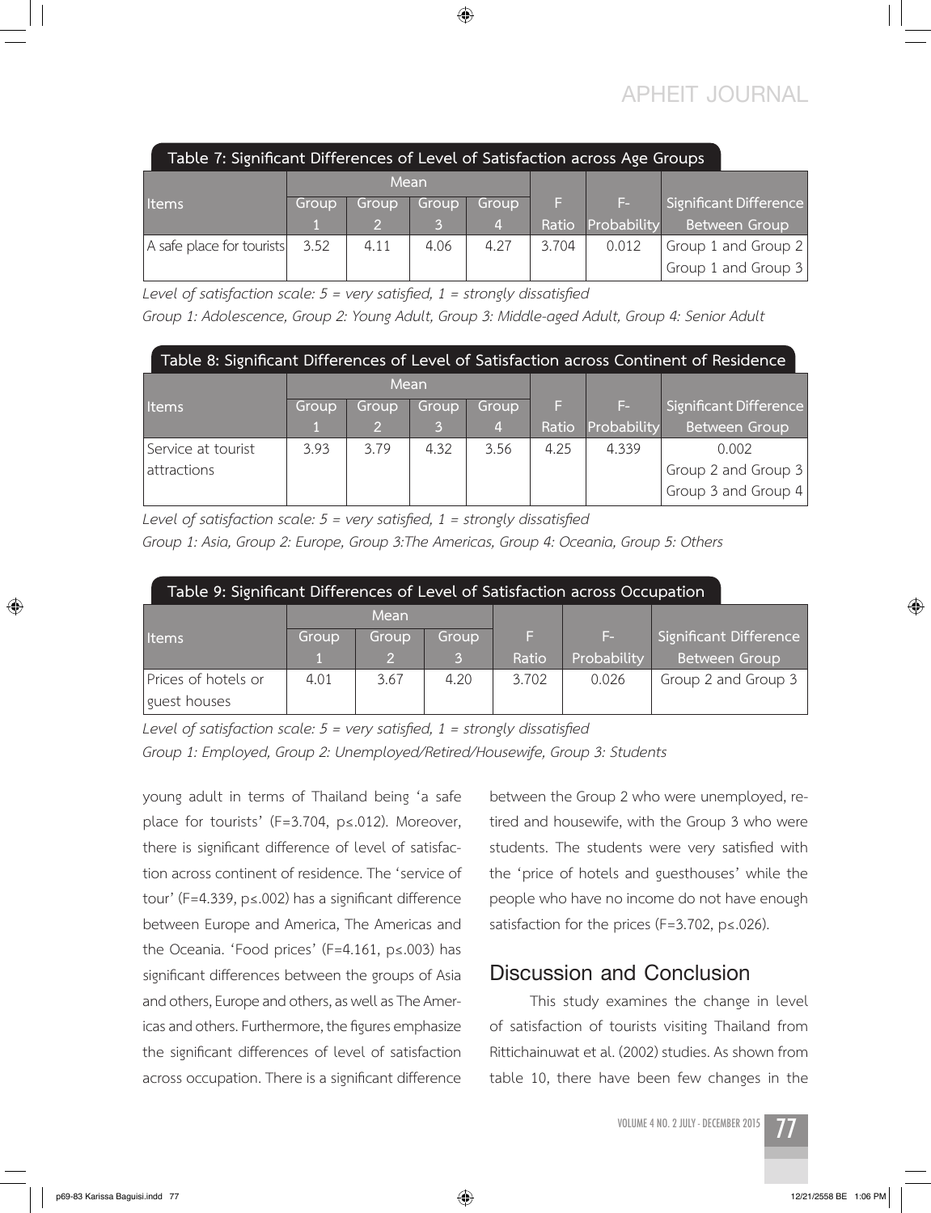**Table 7: Significant Differences of Level of Satisfaction across Age Groups**

| Items | Mean | | | | F Ratio | F-Probability | Significant Difference Between Group |
|---|---|---|---|---|---|---|---|
| | Group 1 | Group 2 | Group 3 | Group 4 | | | |
| A safe place for tourists | 3.52 | 4.11 | 4.06 | 4.27 | 3.704 | 0.012 | Group 1 and Group 2<br>Group 1 and Group 3 |

*Level of satisfaction scale: 5 = very satisfied, 1 = strongly dissatisfied*

*Group 1: Adolescence, Group 2: Young Adult, Group 3: Middle-aged Adult, Group 4: Senior Adult*

**Table 8: Significant Differences of Level of Satisfaction across Continent of Residence**

| Items | Mean | | | | F Ratio | F-Probability | Significant Difference Between Group |
|---|---|---|---|---|---|---|---|
| | Group 1 | Group 2 | Group 3 | Group 4 | | | |
| Service at tourist attractions | 3.93 | 3.79 | 4.32 | 3.56 | 4.25 | 4.339 | 0.002<br>Group 2 and Group 3<br>Group 3 and Group 4 |

*Level of satisfaction scale: 5 = very satisfied, 1 = strongly dissatisfied*

*Group 1: Asia, Group 2: Europe, Group 3:The Americas, Group 4: Oceania, Group 5: Others*

**Table 9: Significant Differences of Level of Satisfaction across Occupation**

| Items | Mean | | | F Ratio | F-Probability | Significant Difference Between Group |
|---|---|---|---|---|---|---|
| | Group 1 | Group 2 | Group 3 | | | |
| Prices of hotels or guest houses | 4.01 | 3.67 | 4.20 | 3.702 | 0.026 | Group 2 and Group 3 |

*Level of satisfaction scale: 5 = very satisfied, 1 = strongly dissatisfied*

*Group 1: Employed, Group 2: Unemployed/Retired/Housewife, Group 3: Students*

young adult in terms of Thailand being 'a safe place for tourists' (F=3.704, p≤.012). Moreover, there is significant difference of level of satisfaction across continent of residence. The 'service of tour' (F=4.339, p≤.002) has a significant difference between Europe and America, The Americas and the Oceania. 'Food prices' (F=4.161, p≤.003) has significant differences between the groups of Asia and others, Europe and others, as well as The Americas and others. Furthermore, the figures emphasize the significant differences of level of satisfaction across occupation. There is a significant difference between the Group 2 who were unemployed, retired and housewife, with the Group 3 who were students. The students were very satisfied with the 'price of hotels and guesthouses' while the people who have no income do not have enough satisfaction for the prices (F=3.702, p≤.026).

## Discussion and Conclusion

This study examines the change in level of satisfaction of tourists visiting Thailand from Rittichainuwat et al. (2002) studies. As shown from table 10, there have been few changes in the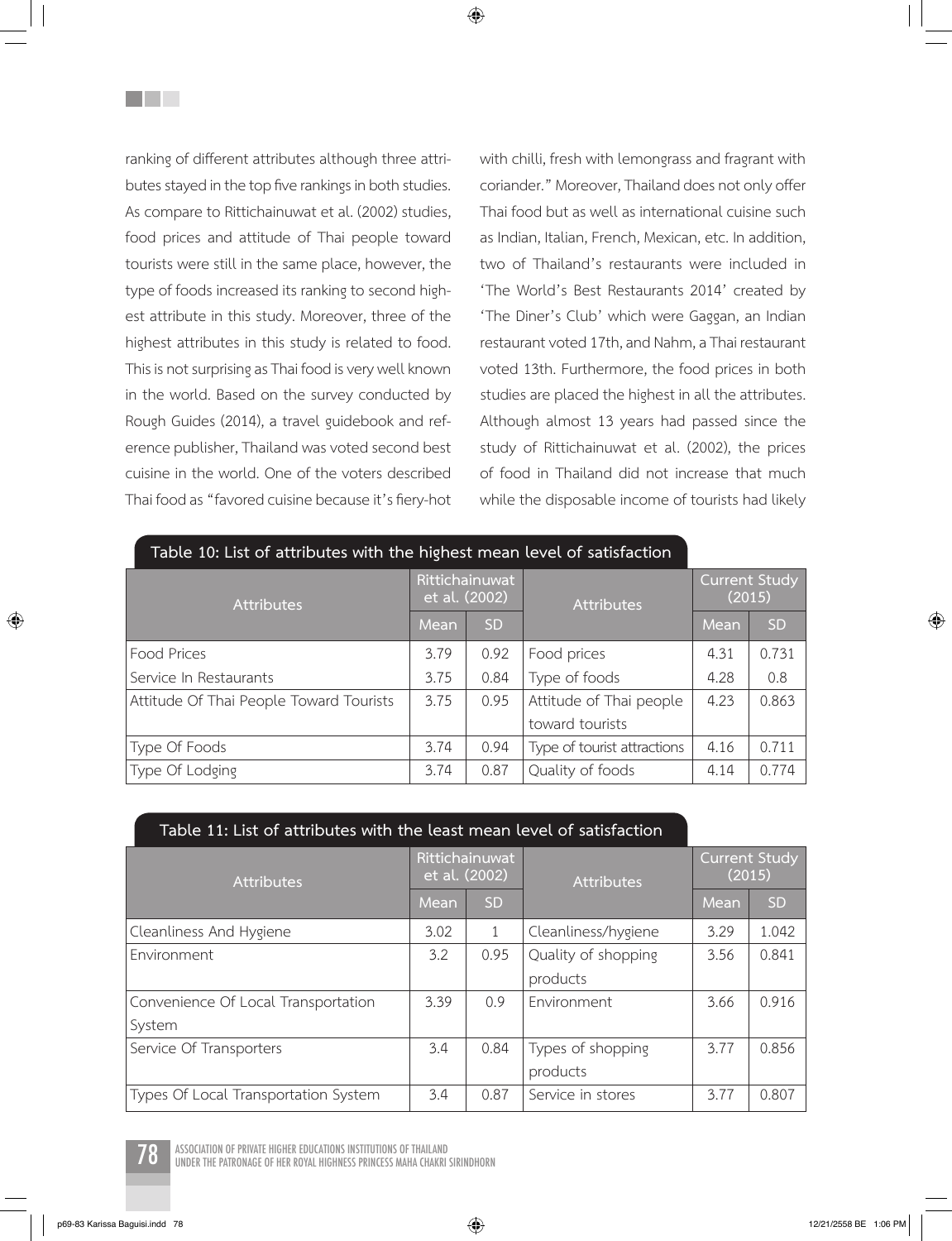ranking of different attributes although three attributes stayed in the top five rankings in both studies. As compare to Rittichainuwat et al. (2002) studies, food prices and attitude of Thai people toward tourists were still in the same place, however, the type of foods increased its ranking to second highest attribute in this study. Moreover, three of the highest attributes in this study is related to food. This is not surprising as Thai food is very well known in the world. Based on the survey conducted by Rough Guides (2014), a travel guidebook and reference publisher, Thailand was voted second best cuisine in the world. One of the voters described Thai food as "favored cuisine because it's fiery-hot with chilli, fresh with lemongrass and fragrant with coriander." Moreover, Thailand does not only offer Thai food but as well as international cuisine such as Indian, Italian, French, Mexican, etc. In addition, two of Thailand's restaurants were included in 'The World's Best Restaurants 2014' created by 'The Diner's Club' which were Gaggan, an Indian restaurant voted 17th, and Nahm, a Thai restaurant voted 13th. Furthermore, the food prices in both studies are placed the highest in all the attributes. Although almost 13 years had passed since the study of Rittichainuwat et al. (2002), the prices of food in Thailand did not increase that much while the disposable income of tourists had likely

**Table 10: List of attributes with the highest mean level of satisfaction**

| Attributes | Rittichainuwat et al. (2002) | | Attributes | Current Study (2015) | |
|---|---|---|---|---|---|
| | Mean | SD | | Mean | SD |
| Food Prices | 3.79 | 0.92 | Food prices | 4.31 | 0.731 |
| Service In Restaurants | 3.75 | 0.84 | Type of foods | 4.28 | 0.8 |
| Attitude Of Thai People Toward Tourists | 3.75 | 0.95 | Attitude of Thai people toward tourists | 4.23 | 0.863 |
| Type Of Foods | 3.74 | 0.94 | Type of tourist attractions | 4.16 | 0.711 |
| Type Of Lodging | 3.74 | 0.87 | Quality of foods | 4.14 | 0.774 |

**Table 11: List of attributes with the least mean level of satisfaction**

| Attributes | Rittichainuwat et al. (2002) | | Attributes | Current Study (2015) | |
|---|---|---|---|---|---|
| | Mean | SD | | Mean | SD |
| Cleanliness And Hygiene | 3.02 | 1 | Cleanliness/hygiene | 3.29 | 1.042 |
| Environment | 3.2 | 0.95 | Quality of shopping products | 3.56 | 0.841 |
| Convenience Of Local Transportation System | 3.39 | 0.9 | Environment | 3.66 | 0.916 |
| Service Of Transporters | 3.4 | 0.84 | Types of shopping products | 3.77 | 0.856 |
| Types Of Local Transportation System | 3.4 | 0.87 | Service in stores | 3.77 | 0.807 |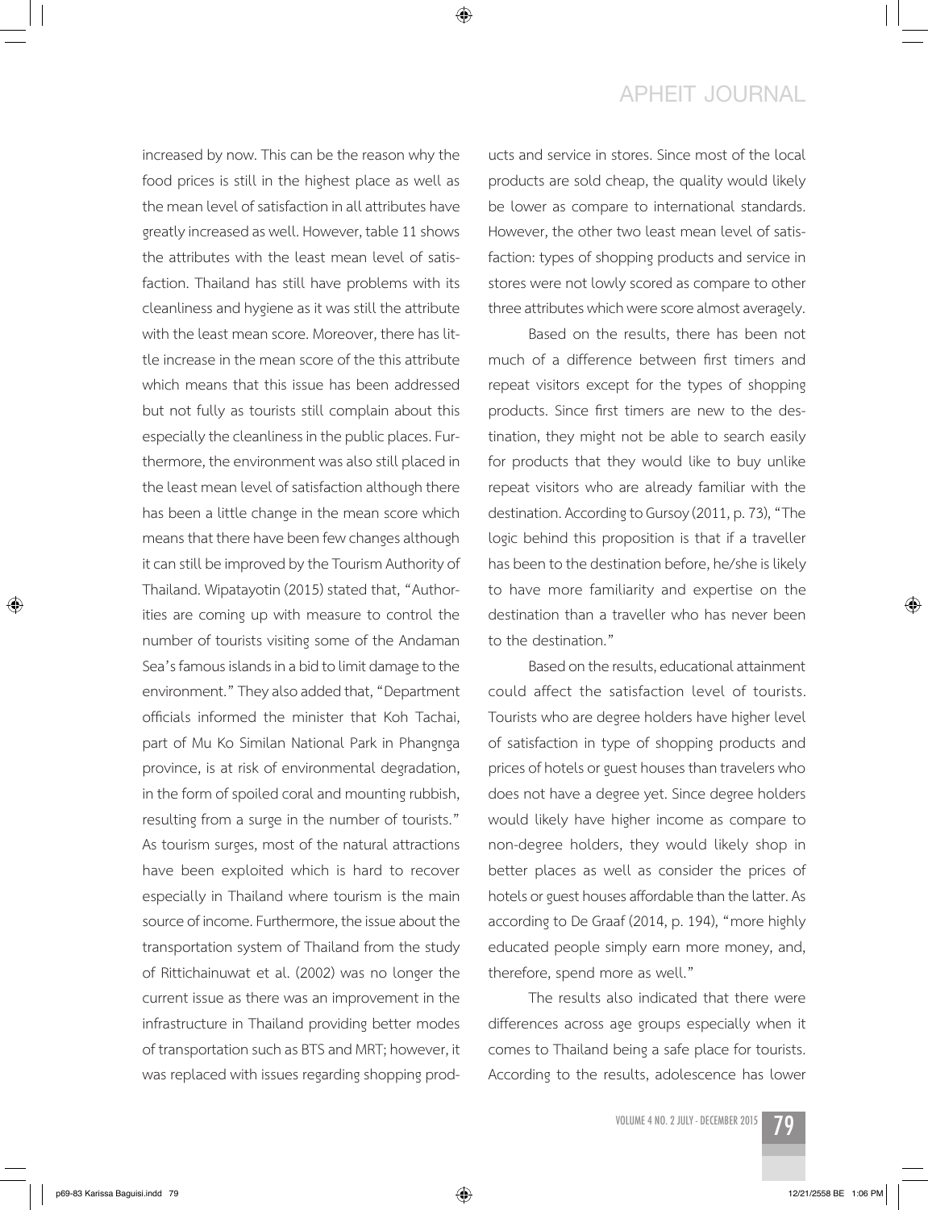increased by now. This can be the reason why the food prices is still in the highest place as well as the mean level of satisfaction in all attributes have greatly increased as well. However, table 11 shows the attributes with the least mean level of satisfaction. Thailand has still have problems with its cleanliness and hygiene as it was still the attribute with the least mean score. Moreover, there has little increase in the mean score of the this attribute which means that this issue has been addressed but not fully as tourists still complain about this especially the cleanliness in the public places. Furthermore, the environment was also still placed in the least mean level of satisfaction although there has been a little change in the mean score which means that there have been few changes although it can still be improved by the Tourism Authority of Thailand. Wipatayotin (2015) stated that, "Authorities are coming up with measure to control the number of tourists visiting some of the Andaman Sea's famous islands in a bid to limit damage to the environment." They also added that, "Department officials informed the minister that Koh Tachai, part of Mu Ko Similan National Park in Phangnga province, is at risk of environmental degradation, in the form of spoiled coral and mounting rubbish, resulting from a surge in the number of tourists." As tourism surges, most of the natural attractions have been exploited which is hard to recover especially in Thailand where tourism is the main source of income. Furthermore, the issue about the transportation system of Thailand from the study of Rittichainuwat et al. (2002) was no longer the current issue as there was an improvement in the infrastructure in Thailand providing better modes of transportation such as BTS and MRT; however, it was replaced with issues regarding shopping products and service in stores. Since most of the local products are sold cheap, the quality would likely be lower as compare to international standards. However, the other two least mean level of satisfaction: types of shopping products and service in stores were not lowly scored as compare to other three attributes which were score almost averagely.

Based on the results, there has been not much of a difference between first timers and repeat visitors except for the types of shopping products. Since first timers are new to the destination, they might not be able to search easily for products that they would like to buy unlike repeat visitors who are already familiar with the destination. According to Gursoy (2011, p. 73), "The logic behind this proposition is that if a traveller has been to the destination before, he/she is likely to have more familiarity and expertise on the destination than a traveller who has never been to the destination."

Based on the results, educational attainment could affect the satisfaction level of tourists. Tourists who are degree holders have higher level of satisfaction in type of shopping products and prices of hotels or guest houses than travelers who does not have a degree yet. Since degree holders would likely have higher income as compare to non-degree holders, they would likely shop in better places as well as consider the prices of hotels or guest houses affordable than the latter. As according to De Graaf (2014, p. 194), "more highly educated people simply earn more money, and, therefore, spend more as well."

The results also indicated that there were differences across age groups especially when it comes to Thailand being a safe place for tourists. According to the results, adolescence has lower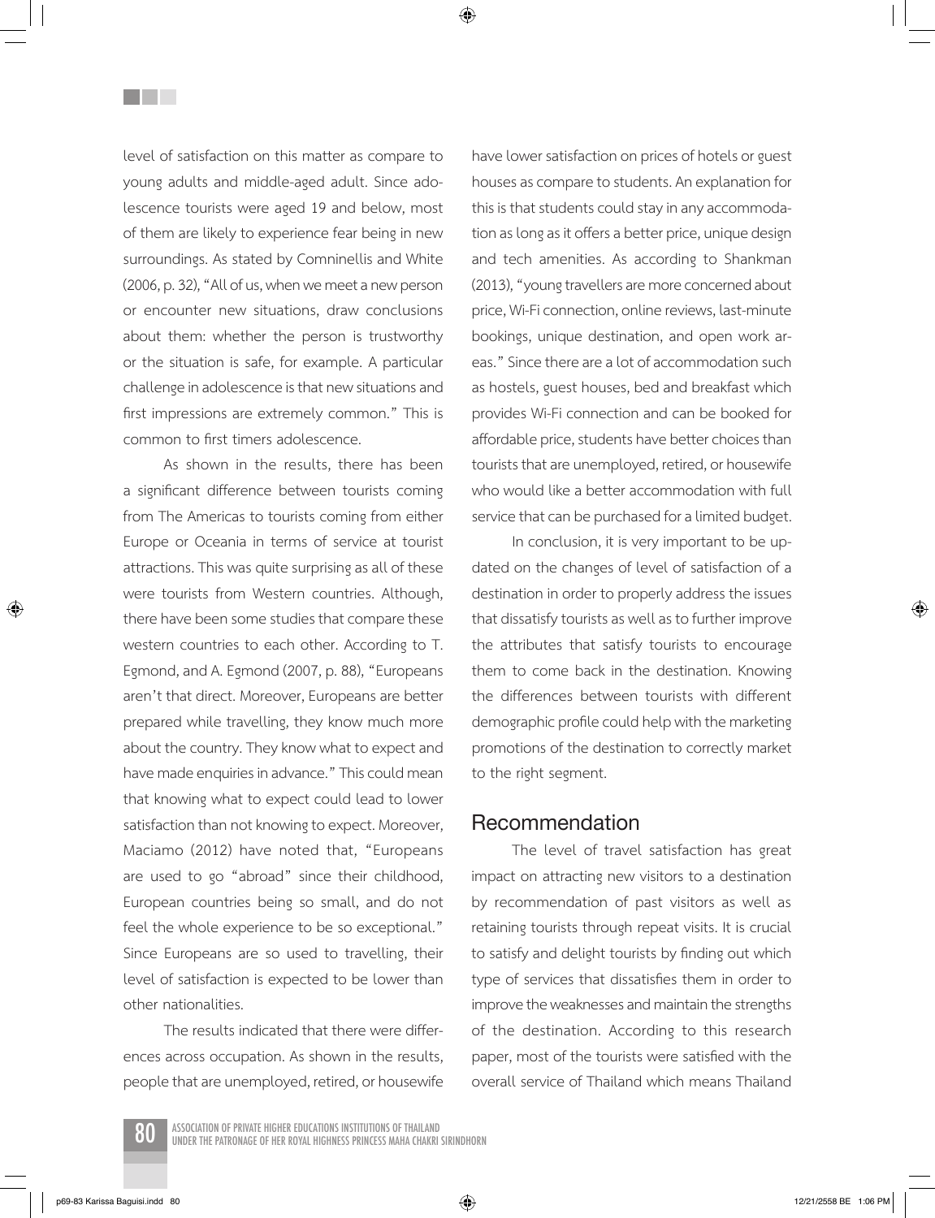level of satisfaction on this matter as compare to young adults and middle-aged adult. Since adolescence tourists were aged 19 and below, most of them are likely to experience fear being in new surroundings. As stated by Comninellis and White (2006, p. 32), "All of us, when we meet a new person or encounter new situations, draw conclusions about them: whether the person is trustworthy or the situation is safe, for example. A particular challenge in adolescence is that new situations and first impressions are extremely common." This is common to first timers adolescence.

As shown in the results, there has been a significant difference between tourists coming from The Americas to tourists coming from either Europe or Oceania in terms of service at tourist attractions. This was quite surprising as all of these were tourists from Western countries. Although, there have been some studies that compare these western countries to each other. According to T. Egmond, and A. Egmond (2007, p. 88), "Europeans aren't that direct. Moreover, Europeans are better prepared while travelling, they know much more about the country. They know what to expect and have made enquiries in advance." This could mean that knowing what to expect could lead to lower satisfaction than not knowing to expect. Moreover, Maciamo (2012) have noted that, "Europeans are used to go "abroad" since their childhood, European countries being so small, and do not feel the whole experience to be so exceptional." Since Europeans are so used to travelling, their level of satisfaction is expected to be lower than other nationalities.

The results indicated that there were differences across occupation. As shown in the results, people that are unemployed, retired, or housewife have lower satisfaction on prices of hotels or guest houses as compare to students. An explanation for this is that students could stay in any accommodation as long as it offers a better price, unique design and tech amenities. As according to Shankman (2013), "young travellers are more concerned about price, Wi-Fi connection, online reviews, last-minute bookings, unique destination, and open work areas." Since there are a lot of accommodation such as hostels, guest houses, bed and breakfast which provides Wi-Fi connection and can be booked for affordable price, students have better choices than tourists that are unemployed, retired, or housewife who would like a better accommodation with full service that can be purchased for a limited budget.

In conclusion, it is very important to be updated on the changes of level of satisfaction of a destination in order to properly address the issues that dissatisfy tourists as well as to further improve the attributes that satisfy tourists to encourage them to come back in the destination. Knowing the differences between tourists with different demographic profile could help with the marketing promotions of the destination to correctly market to the right segment.

## Recommendation

The level of travel satisfaction has great impact on attracting new visitors to a destination by recommendation of past visitors as well as retaining tourists through repeat visits. It is crucial to satisfy and delight tourists by finding out which type of services that dissatisfies them in order to improve the weaknesses and maintain the strengths of the destination. According to this research paper, most of the tourists were satisfied with the overall service of Thailand which means Thailand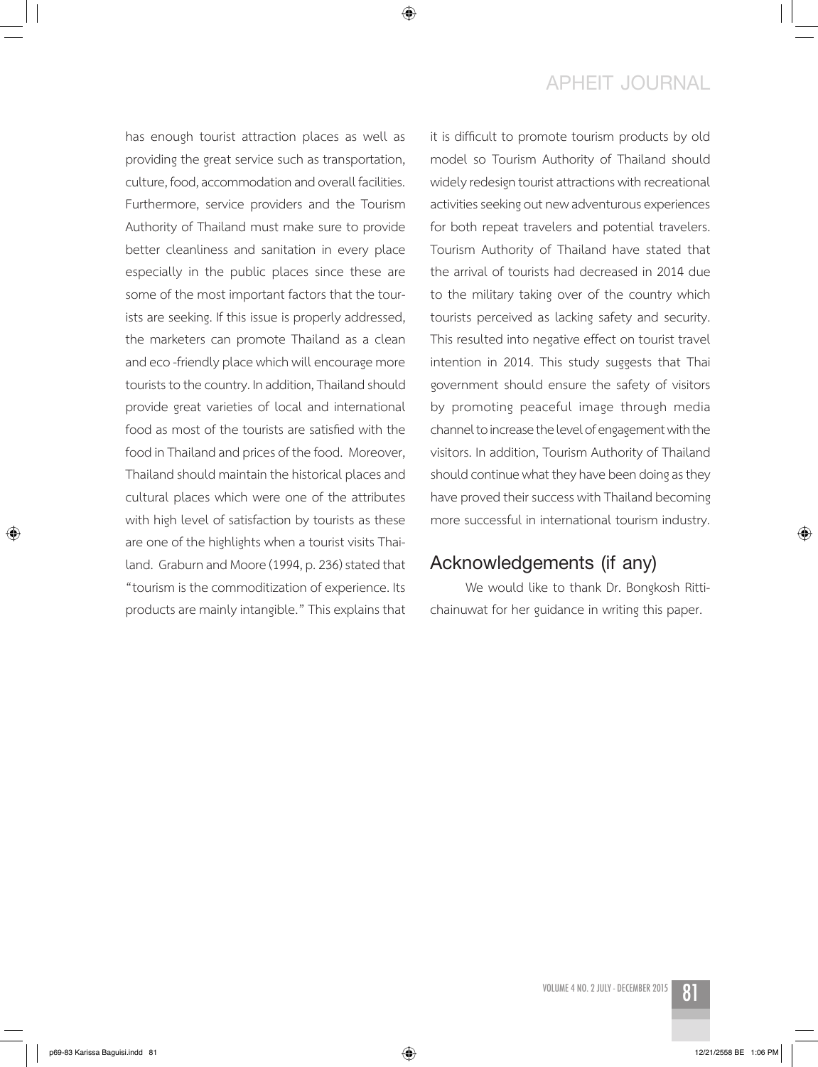has enough tourist attraction places as well as providing the great service such as transportation, culture, food, accommodation and overall facilities. Furthermore, service providers and the Tourism Authority of Thailand must make sure to provide better cleanliness and sanitation in every place especially in the public places since these are some of the most important factors that the tourists are seeking. If this issue is properly addressed, the marketers can promote Thailand as a clean and eco -friendly place which will encourage more tourists to the country. In addition, Thailand should provide great varieties of local and international food as most of the tourists are satisfied with the food in Thailand and prices of the food. Moreover, Thailand should maintain the historical places and cultural places which were one of the attributes with high level of satisfaction by tourists as these are one of the highlights when a tourist visits Thailand. Graburn and Moore (1994, p. 236) stated that "tourism is the commoditization of experience. Its products are mainly intangible." This explains that it is difficult to promote tourism products by old model so Tourism Authority of Thailand should widely redesign tourist attractions with recreational activities seeking out new adventurous experiences for both repeat travelers and potential travelers. Tourism Authority of Thailand have stated that the arrival of tourists had decreased in 2014 due to the military taking over of the country which tourists perceived as lacking safety and security. This resulted into negative effect on tourist travel intention in 2014. This study suggests that Thai government should ensure the safety of visitors by promoting peaceful image through media channel to increase the level of engagement with the visitors. In addition, Tourism Authority of Thailand should continue what they have been doing as they have proved their success with Thailand becoming more successful in international tourism industry.

## Acknowledgements (if any)

We would like to thank Dr. Bongkosh Rittichainuwat for her guidance in writing this paper.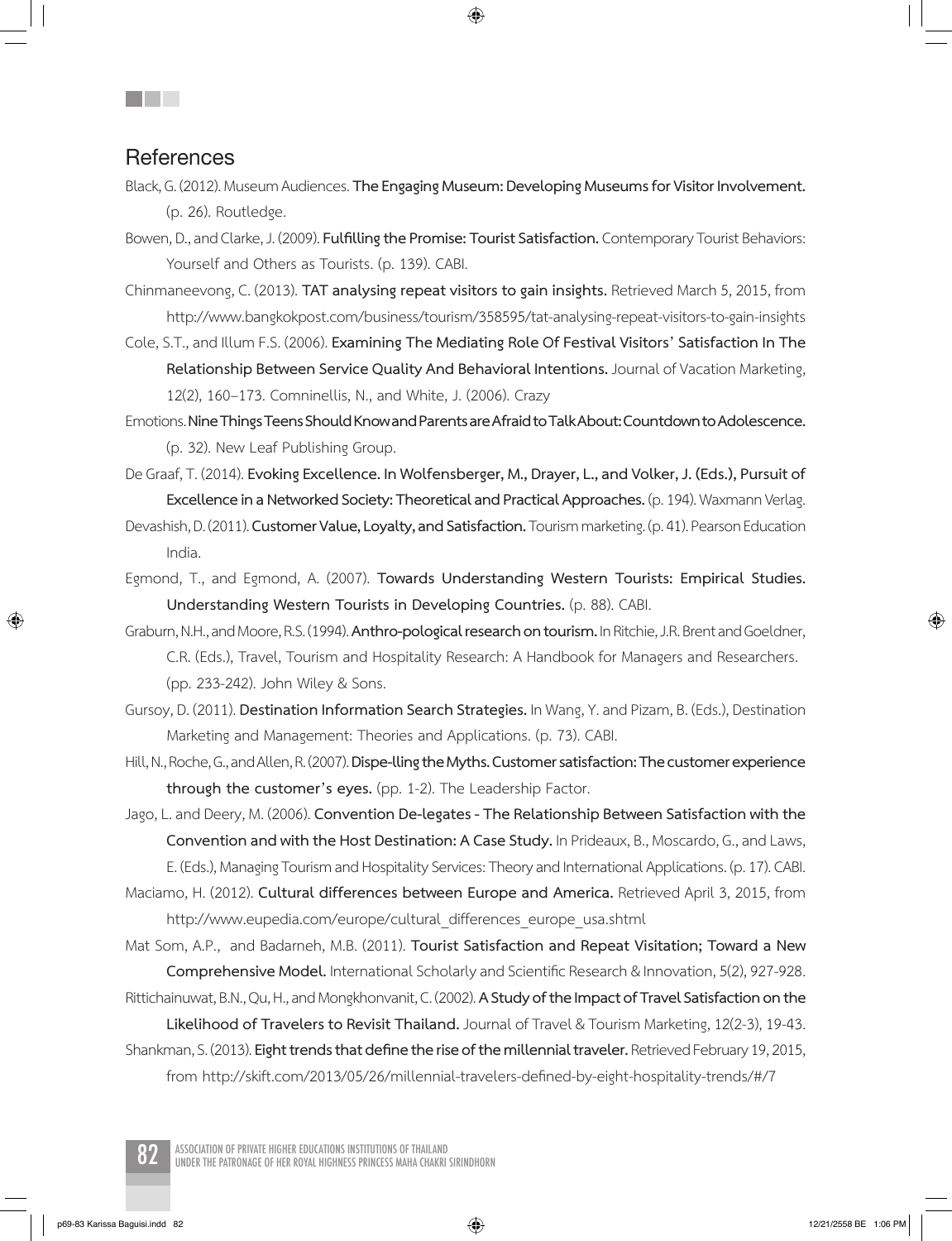## References

Black, G. (2012). Museum Audiences. **The Engaging Museum: Developing Museums for Visitor Involvement.** (p. 26). Routledge.

Bowen, D., and Clarke, J. (2009). **Fulfilling the Promise: Tourist Satisfaction.** Contemporary Tourist Behaviors: Yourself and Others as Tourists. (p. 139). CABI.

Chinmaneevong, C. (2013). **TAT analysing repeat visitors to gain insights.** Retrieved March 5, 2015, from http://www.bangkokpost.com/business/tourism/358595/tat-analysing-repeat-visitors-to-gain-insights

Cole, S.T., and Illum F.S. (2006). **Examining The Mediating Role Of Festival Visitors' Satisfaction In The Relationship Between Service Quality And Behavioral Intentions.** Journal of Vacation Marketing, 12(2), 160–173. Comninellis, N., and White, J. (2006). Crazy

Emotions. **Nine Things Teens Should Know and Parents are Afraid to Talk About: Countdown to Adolescence.** (p. 32). New Leaf Publishing Group.

De Graaf, T. (2014). **Evoking Excellence. In Wolfensberger, M., Drayer, L., and Volker, J. (Eds.), Pursuit of Excellence in a Networked Society: Theoretical and Practical Approaches.** (p. 194). Waxmann Verlag.

Devashish, D. (2011). **Customer Value, Loyalty, and Satisfaction.** Tourism marketing. (p. 41). Pearson Education India.

Egmond, T., and Egmond, A. (2007). **Towards Understanding Western Tourists: Empirical Studies. Understanding Western Tourists in Developing Countries.** (p. 88). CABI.

Graburn, N.H., and Moore, R.S. (1994). **Anthro-pological research on tourism.** In Ritchie, J.R. Brent and Goeldner, C.R. (Eds.), Travel, Tourism and Hospitality Research: A Handbook for Managers and Researchers. (pp. 233-242). John Wiley & Sons.

Gursoy, D. (2011). **Destination Information Search Strategies.** In Wang, Y. and Pizam, B. (Eds.), Destination Marketing and Management: Theories and Applications. (p. 73). CABI.

Hill, N., Roche, G., and Allen, R. (2007). **Dispe-lling the Myths. Customer satisfaction: The customer experience through the customer's eyes.** (pp. 1-2). The Leadership Factor.

Jago, L. and Deery, M. (2006). **Convention De-legates - The Relationship Between Satisfaction with the Convention and with the Host Destination: A Case Study.** In Prideaux, B., Moscardo, G., and Laws, E. (Eds.), Managing Tourism and Hospitality Services: Theory and International Applications. (p. 17). CABI.

Maciamo, H. (2012). **Cultural differences between Europe and America.** Retrieved April 3, 2015, from http://www.eupedia.com/europe/cultural_differences_europe_usa.shtml

Mat Som, A.P., and Badarneh, M.B. (2011). **Tourist Satisfaction and Repeat Visitation; Toward a New Comprehensive Model.** International Scholarly and Scientific Research & Innovation, 5(2), 927-928.

Rittichainuwat, B.N., Qu, H., and Mongkhonvanit, C. (2002). **A Study of the Impact of Travel Satisfaction on the Likelihood of Travelers to Revisit Thailand.** Journal of Travel & Tourism Marketing, 12(2-3), 19-43.

Shankman, S. (2013). **Eight trends that define the rise of the millennial traveler.** Retrieved February 19, 2015, from http://skift.com/2013/05/26/millennial-travelers-defined-by-eight-hospitality-trends/#/7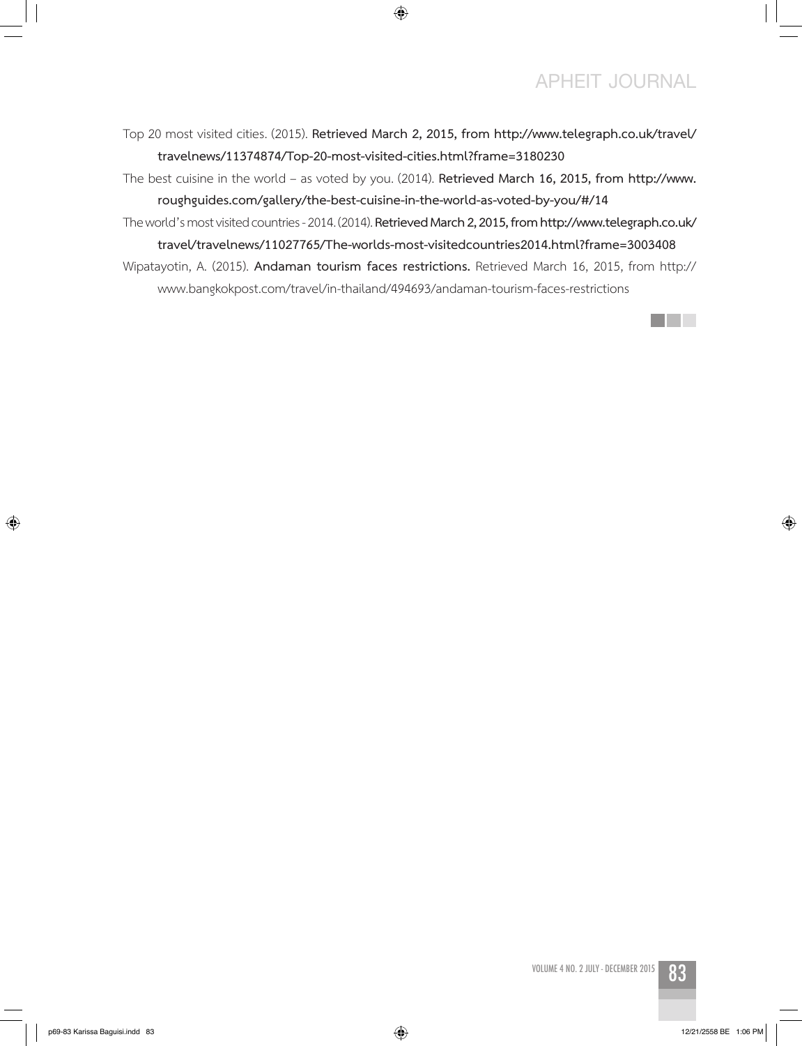Top 20 most visited cities. (2015). **Retrieved March 2, 2015, from http://www.telegraph.co.uk/travel/travelnews/11374874/Top-20-most-visited-cities.html?frame=3180230**

The best cuisine in the world – as voted by you. (2014). **Retrieved March 16, 2015, from http://www.roughguides.com/gallery/the-best-cuisine-in-the-world-as-voted-by-you/#/14**

The world's most visited countries - 2014. (2014). **Retrieved March 2, 2015, from http://www.telegraph.co.uk/travel/travelnews/11027765/The-worlds-most-visitedcountries2014.html?frame=3003408**

Wipatayotin, A. (2015). **Andaman tourism faces restrictions.** Retrieved March 16, 2015, from http://www.bangkokpost.com/travel/in-thailand/494693/andaman-tourism-faces-restrictions